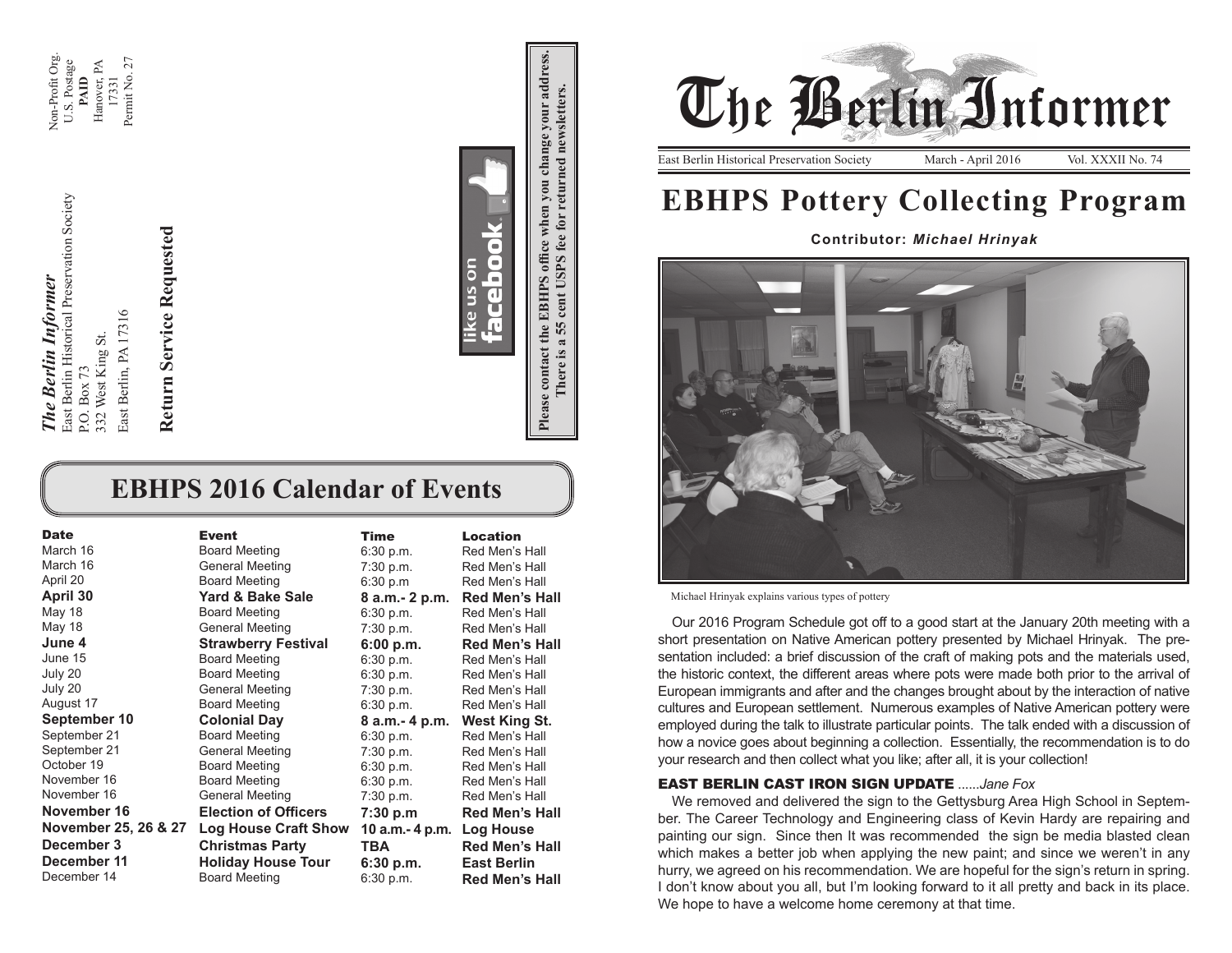*The Berlin Informer*
East Berlin Historical Preservation Society
P.O. Box 73
332 West King St.
East Berlin, PA 17316

Non-Profit Org.
U.S. Postage
**PAID**
Hanover, PA
17331
Permit No. 27

**Return Service Requested**

like us on facebook

**Please contact the EBHPS office when you change your address. There is a 55 cent USPS fee for returned newsletters.**

## EBHPS 2016 Calendar of Events

| Date | Event | Time | Location |
|---|---|---|---|
| March 16 | Board Meeting | 6:30 p.m. | Red Men's Hall |
| March 16 | General Meeting | 7:30 p.m. | Red Men's Hall |
| April 20 | Board Meeting | 6:30 p.m | Red Men's Hall |
| **April 30** | **Yard & Bake Sale** | **8 a.m.- 2 p.m.** | **Red Men's Hall** |
| May 18 | Board Meeting | 6:30 p.m. | Red Men's Hall |
| May 18 | General Meeting | 7:30 p.m. | Red Men's Hall |
| **June 4** | **Strawberry Festival** | **6:00 p.m.** | **Red Men's Hall** |
| June 15 | Board Meeting | 6:30 p.m. | Red Men's Hall |
| July 20 | Board Meeting | 6:30 p.m. | Red Men's Hall |
| July 20 | General Meeting | 7:30 p.m. | Red Men's Hall |
| August 17 | Board Meeting | 6:30 p.m. | Red Men's Hall |
| **September 10** | **Colonial Day** | **8 a.m.- 4 p.m.** | **West King St.** |
| September 21 | Board Meeting | 6:30 p.m. | Red Men's Hall |
| September 21 | General Meeting | 7:30 p.m. | Red Men's Hall |
| October 19 | Board Meeting | 6:30 p.m. | Red Men's Hall |
| November 16 | Board Meeting | 6:30 p.m. | Red Men's Hall |
| November 16 | General Meeting | 7:30 p.m. | Red Men's Hall |
| **November 16** | **Election of Officers** | **7:30 p.m** | **Red Men's Hall** |
| **November 25, 26 & 27** | **Log House Craft Show** | **10 a.m.- 4 p.m.** | **Log House** |
| **December 3** | **Christmas Party** | **TBA** | **Red Men's Hall** |
| **December 11** | **Holiday House Tour** | **6:30 p.m.** | **East Berlin** |
| December 14 | Board Meeting | 6:30 p.m. | **Red Men's Hall** |

# The Berlin Informer

East Berlin Historical Preservation Society | March - April 2016 | Vol. XXXII No. 74

# EBHPS Pottery Collecting Program

**Contributor: *Michael Hrinyak***

Michael Hrinyak explains various types of pottery

Our 2016 Program Schedule got off to a good start at the January 20th meeting with a short presentation on Native American pottery presented by Michael Hrinyak. The presentation included: a brief discussion of the craft of making pots and the materials used, the historic context, the different areas where pots were made both prior to the arrival of European immigrants and after and the changes brought about by the interaction of native cultures and European settlement. Numerous examples of Native American pottery were employed during the talk to illustrate particular points. The talk ended with a discussion of how a novice goes about beginning a collection. Essentially, the recommendation is to do your research and then collect what you like; after all, it is your collection!

### EAST BERLIN CAST IRON SIGN UPDATE ......*Jane Fox*

We removed and delivered the sign to the Gettysburg Area High School in September. The Career Technology and Engineering class of Kevin Hardy are repairing and painting our sign. Since then It was recommended the sign be media blasted clean which makes a better job when applying the new paint; and since we weren't in any hurry, we agreed on his recommendation. We are hopeful for the sign's return in spring. I don't know about you all, but I'm looking forward to it all pretty and back in its place. We hope to have a welcome home ceremony at that time.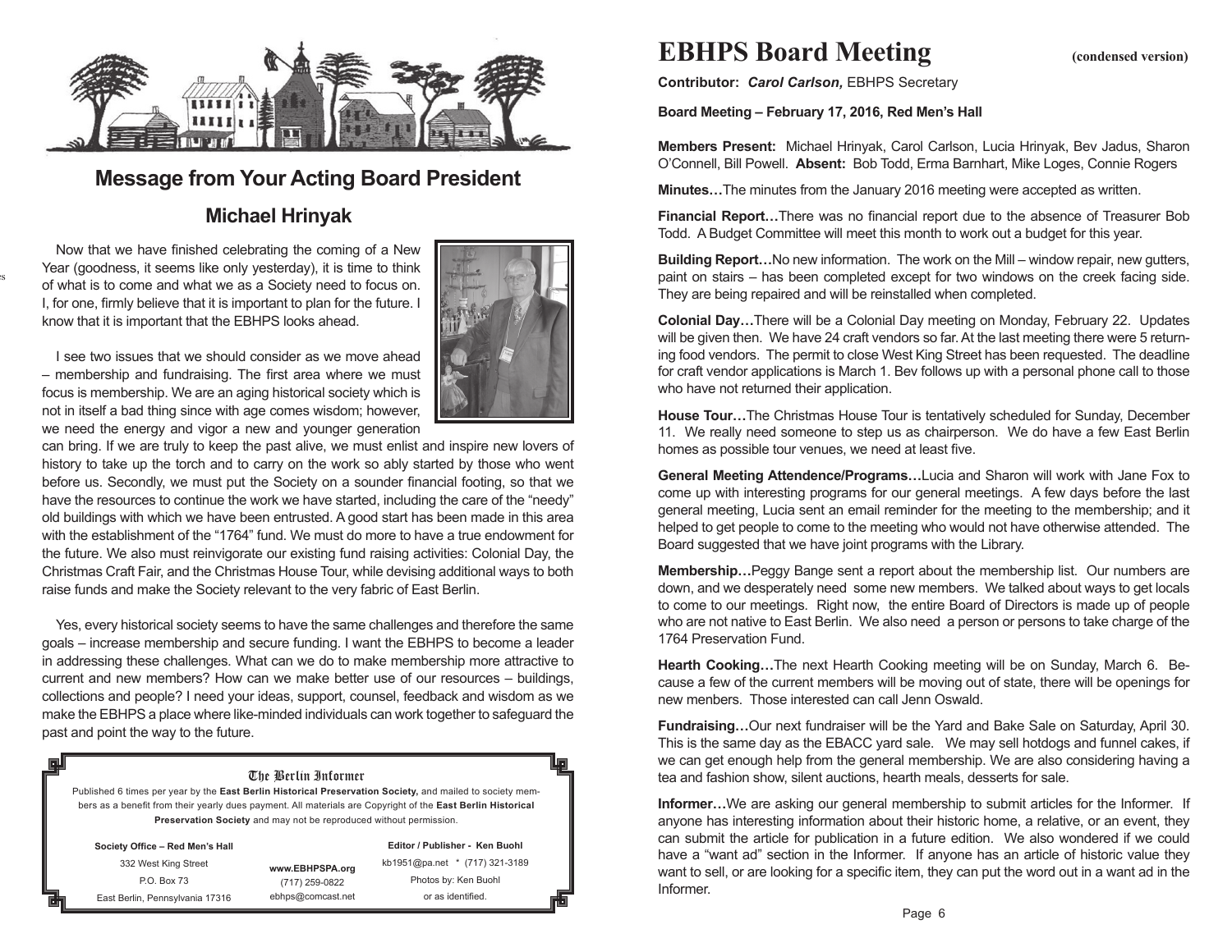## Message from Your Acting Board President

### Michael Hrinyak

Now that we have finished celebrating the coming of a New Year (goodness, it seems like only yesterday), it is time to think of what is to come and what we as a Society need to focus on. I, for one, firmly believe that it is important to plan for the future. I know that it is important that the EBHPS looks ahead.

I see two issues that we should consider as we move ahead – membership and fundraising. The first area where we must focus is membership. We are an aging historical society which is not in itself a bad thing since with age comes wisdom; however, we need the energy and vigor a new and younger generation can bring. If we are truly to keep the past alive, we must enlist and inspire new lovers of history to take up the torch and to carry on the work so ably started by those who went before us. Secondly, we must put the Society on a sounder financial footing, so that we have the resources to continue the work we have started, including the care of the "needy" old buildings with which we have been entrusted. A good start has been made in this area with the establishment of the "1764" fund. We must do more to have a true endowment for the future. We also must reinvigorate our existing fund raising activities: Colonial Day, the Christmas Craft Fair, and the Christmas House Tour, while devising additional ways to both raise funds and make the Society relevant to the very fabric of East Berlin.

Yes, every historical society seems to have the same challenges and therefore the same goals – increase membership and secure funding. I want the EBHPS to become a leader in addressing these challenges. What can we do to make membership more attractive to current and new members? How can we make better use of our resources – buildings, collections and people? I need your ideas, support, counsel, feedback and wisdom as we make the EBHPS a place where like-minded individuals can work together to safeguard the past and point the way to the future.

**The Berlin Informer**

Published 6 times per year by the **East Berlin Historical Preservation Society,** and mailed to society members as a benefit from their yearly dues payment. All materials are Copyright of the **East Berlin Historical Preservation Society** and may not be reproduced without permission.

**Society Office – Red Men's Hall**
332 West King Street
P.O. Box 73
East Berlin, Pennsylvania 17316

www.EBHPSPA.org
(717) 259-0822
ebhps@comcast.net

**Editor / Publisher - Ken Buohl**
kb1951@pa.net * (717) 321-3189
Photos by: Ken Buohl
or as identified.

# EBHPS Board Meeting (condensed version)

**Contributor:** ***Carol Carlson,*** EBHPS Secretary

**Board Meeting – February 17, 2016, Red Men's Hall**

**Members Present:** Michael Hrinyak, Carol Carlson, Lucia Hrinyak, Bev Jadus, Sharon O'Connell, Bill Powell. **Absent:** Bob Todd, Erma Barnhart, Mike Loges, Connie Rogers

**Minutes…**The minutes from the January 2016 meeting were accepted as written.

**Financial Report…**There was no financial report due to the absence of Treasurer Bob Todd. A Budget Committee will meet this month to work out a budget for this year.

**Building Report…**No new information. The work on the Mill – window repair, new gutters, paint on stairs – has been completed except for two windows on the creek facing side. They are being repaired and will be reinstalled when completed.

**Colonial Day…**There will be a Colonial Day meeting on Monday, February 22. Updates will be given then. We have 24 craft vendors so far. At the last meeting there were 5 returning food vendors. The permit to close West King Street has been requested. The deadline for craft vendor applications is March 1. Bev follows up with a personal phone call to those who have not returned their application.

**House Tour…**The Christmas House Tour is tentatively scheduled for Sunday, December 11. We really need someone to step us as chairperson. We do have a few East Berlin homes as possible tour venues, we need at least five.

**General Meeting Attendence/Programs…**Lucia and Sharon will work with Jane Fox to come up with interesting programs for our general meetings. A few days before the last general meeting, Lucia sent an email reminder for the meeting to the membership; and it helped to get people to come to the meeting who would not have otherwise attended. The Board suggested that we have joint programs with the Library.

**Membership…**Peggy Bange sent a report about the membership list. Our numbers are down, and we desperately need some new members. We talked about ways to get locals to come to our meetings. Right now, the entire Board of Directors is made up of people who are not native to East Berlin. We also need a person or persons to take charge of the 1764 Preservation Fund.

**Hearth Cooking…**The next Hearth Cooking meeting will be on Sunday, March 6. Because a few of the current members will be moving out of state, there will be openings for new menbers. Those interested can call Jenn Oswald.

**Fundraising…**Our next fundraiser will be the Yard and Bake Sale on Saturday, April 30. This is the same day as the EBACC yard sale. We may sell hotdogs and funnel cakes, if we can get enough help from the general membership. We are also considering having a tea and fashion show, silent auctions, hearth meals, desserts for sale.

**Informer…**We are asking our general membership to submit articles for the Informer. If anyone has interesting information about their historic home, a relative, or an event, they can submit the article for publication in a future edition. We also wondered if we could have a "want ad" section in the Informer. If anyone has an article of historic value they want to sell, or are looking for a specific item, they can put the word out in a want ad in the Informer.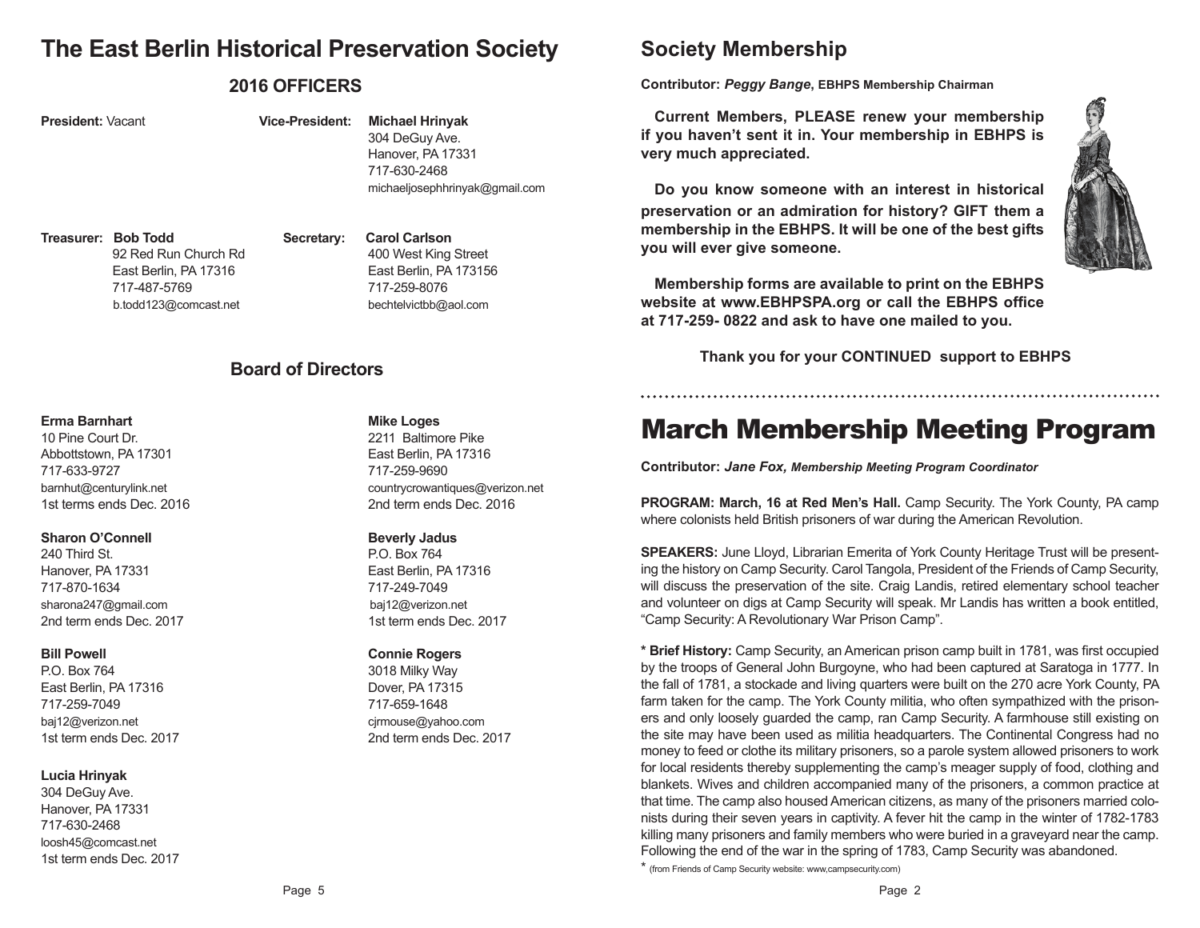# The East Berlin Historical Preservation Society

## 2016 OFFICERS

**President:** Vacant

**Vice-President:** **Michael Hrinyak**
304 DeGuy Ave.
Hanover, PA 17331
717-630-2468
michaeljosephhrinyak@gmail.com

**Treasurer:** **Bob Todd**
92 Red Run Church Rd
East Berlin, PA 17316
717-487-5769
b.todd123@comcast.net

**Secretary:** **Carol Carlson**
400 West King Street
East Berlin, PA 173156
717-259-8076
bechtelvictbb@aol.com

## Board of Directors

**Erma Barnhart**
10 Pine Court Dr.
Abbottstown, PA 17301
717-633-9727
barnhut@centurylink.net
1st terms ends Dec. 2016

**Sharon O'Connell**
240 Third St.
Hanover, PA 17331
717-870-1634
sharona247@gmail.com
2nd term ends Dec. 2017

**Bill Powell**
P.O. Box 764
East Berlin, PA 17316
717-259-7049
baj12@verizon.net
1st term ends Dec. 2017

**Lucia Hrinyak**
304 DeGuy Ave.
Hanover, PA 17331
717-630-2468
loosh45@comcast.net
1st term ends Dec. 2017

**Mike Loges**
2211 Baltimore Pike
East Berlin, PA 17316
717-259-9690
countrycrowantiques@verizon.net
2nd term ends Dec. 2016

**Beverly Jadus**
P.O. Box 764
East Berlin, PA 17316
717-249-7049
baj12@verizon.net
1st term ends Dec. 2017

**Connie Rogers**
3018 Milky Way
Dover, PA 17315
717-659-1648
cjrmouse@yahoo.com
2nd term ends Dec. 2017

# Society Membership

**Contributor:** ***Peggy Bange*, EBHPS Membership Chairman**

**Current Members, PLEASE renew your membership if you haven't sent it in. Your membership in EBHPS is very much appreciated.**

**Do you know someone with an interest in historical preservation or an admiration for history? GIFT them a membership in the EBHPS. It will be one of the best gifts you will ever give someone.**

**Membership forms are available to print on the EBHPS website at www.EBHPSPA.org or call the EBHPS office at 717-259- 0822 and ask to have one mailed to you.**

**Thank you for your CONTINUED support to EBHPS**

# March Membership Meeting Program

**Contributor:** ***Jane Fox, Membership Meeting Program Coordinator***

**PROGRAM: March, 16 at Red Men's Hall.** Camp Security. The York County, PA camp where colonists held British prisoners of war during the American Revolution.

**SPEAKERS:** June Lloyd, Librarian Emerita of York County Heritage Trust will be presenting the history on Camp Security. Carol Tangola, President of the Friends of Camp Security, will discuss the preservation of the site. Craig Landis, retired elementary school teacher and volunteer on digs at Camp Security will speak. Mr Landis has written a book entitled, "Camp Security: A Revolutionary War Prison Camp".

**\* Brief History:** Camp Security, an American prison camp built in 1781, was first occupied by the troops of General John Burgoyne, who had been captured at Saratoga in 1777. In the fall of 1781, a stockade and living quarters were built on the 270 acre York County, PA farm taken for the camp. The York County militia, who often sympathized with the prisoners and only loosely guarded the camp, ran Camp Security. A farmhouse still existing on the site may have been used as militia headquarters. The Continental Congress had no money to feed or clothe its military prisoners, so a parole system allowed prisoners to work for local residents thereby supplementing the camp's meager supply of food, clothing and blankets. Wives and children accompanied many of the prisoners, a common practice at that time. The camp also housed American citizens, as many of the prisoners married colonists during their seven years in captivity. A fever hit the camp in the winter of 1782-1783 killing many prisoners and family members who were buried in a graveyard near the camp. Following the end of the war in the spring of 1783, Camp Security was abandoned.

\* (from Friends of Camp Security website: www,campsecurity.com)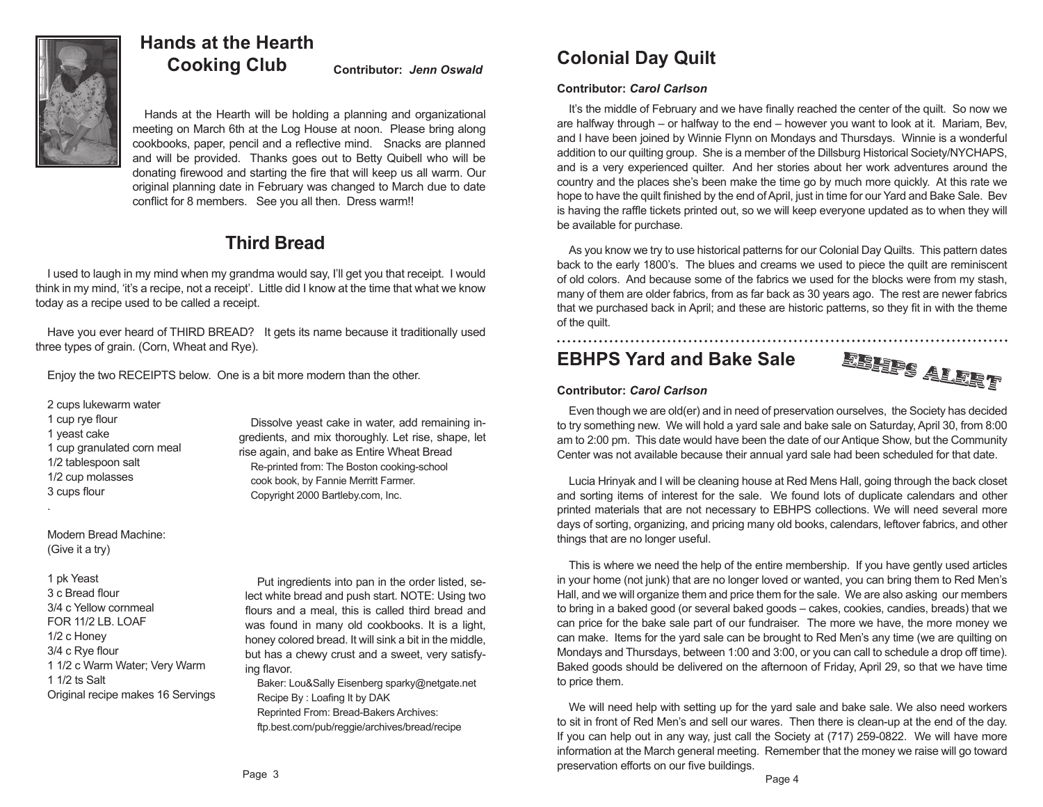## Hands at the Hearth Cooking Club

**Contributor:** ***Jenn Oswald***

Hands at the Hearth will be holding a planning and organizational meeting on March 6th at the Log House at noon. Please bring along cookbooks, paper, pencil and a reflective mind. Snacks are planned and will be provided. Thanks goes out to Betty Quibell who will be donating firewood and starting the fire that will keep us all warm. Our original planning date in February was changed to March due to date conflict for 8 members. See you all then. Dress warm!!

## Third Bread

I used to laugh in my mind when my grandma would say, I'll get you that receipt. I would think in my mind, 'it's a recipe, not a receipt'. Little did I know at the time that what we know today as a recipe used to be called a receipt.

Have you ever heard of THIRD BREAD? It gets its name because it traditionally used three types of grain. (Corn, Wheat and Rye).

Enjoy the two RECEIPTS below. One is a bit more modern than the other.

2 cups lukewarm water
1 cup rye flour
1 yeast cake
1 cup granulated corn meal
1/2 tablespoon salt
1/2 cup molasses
3 cups flour

Dissolve yeast cake in water, add remaining ingredients, and mix thoroughly. Let rise, shape, let rise again, and bake as Entire Wheat Bread

Re-printed from: The Boston cooking-school cook book, by Fannie Merritt Farmer.
Copyright 2000 Bartleby.com, Inc.

Modern Bread Machine:
(Give it a try)

1 pk Yeast
3 c Bread flour
3/4 c Yellow cornmeal
FOR 11/2 LB. LOAF
1/2 c Honey
3/4 c Rye flour
1 1/2 c Warm Water; Very Warm
1 1/2 ts Salt
Original recipe makes 16 Servings

Put ingredients into pan in the order listed, select white bread and push start. NOTE: Using two flours and a meal, this is called third bread and was found in many old cookbooks. It is a light, honey colored bread. It will sink a bit in the middle, but has a chewy crust and a sweet, very satisfying flavor.

Baker: Lou&Sally Eisenberg sparky@netgate.net
Recipe By : Loafing It by DAK
Reprinted From: Bread-Bakers Archives:
ftp.best.com/pub/reggie/archives/bread/recipe

## Colonial Day Quilt

**Contributor:** ***Carol Carlson***

It's the middle of February and we have finally reached the center of the quilt. So now we are halfway through – or halfway to the end – however you want to look at it. Mariam, Bev, and I have been joined by Winnie Flynn on Mondays and Thursdays. Winnie is a wonderful addition to our quilting group. She is a member of the Dillsburg Historical Society/NYCHAPS, and is a very experienced quilter. And her stories about her work adventures around the country and the places she's been make the time go by much more quickly. At this rate we hope to have the quilt finished by the end of April, just in time for our Yard and Bake Sale. Bev is having the raffle tickets printed out, so we will keep everyone updated as to when they will be available for purchase.

As you know we try to use historical patterns for our Colonial Day Quilts. This pattern dates back to the early 1800's. The blues and creams we used to piece the quilt are reminiscent of old colors. And because some of the fabrics we used for the blocks were from my stash, many of them are older fabrics, from as far back as 30 years ago. The rest are newer fabrics that we purchased back in April; and these are historic patterns, so they fit in with the theme of the quilt.

## EBHPS Yard and Bake Sale

EBHPS ALERT

**Contributor:** ***Carol Carlson***

Even though we are old(er) and in need of preservation ourselves, the Society has decided to try something new. We will hold a yard sale and bake sale on Saturday, April 30, from 8:00 am to 2:00 pm. This date would have been the date of our Antique Show, but the Community Center was not available because their annual yard sale had been scheduled for that date.

Lucia Hrinyak and I will be cleaning house at Red Mens Hall, going through the back closet and sorting items of interest for the sale. We found lots of duplicate calendars and other printed materials that are not necessary to EBHPS collections. We will need several more days of sorting, organizing, and pricing many old books, calendars, leftover fabrics, and other things that are no longer useful.

This is where we need the help of the entire membership. If you have gently used articles in your home (not junk) that are no longer loved or wanted, you can bring them to Red Men's Hall, and we will organize them and price them for the sale. We are also asking our members to bring in a baked good (or several baked goods – cakes, cookies, candies, breads) that we can price for the bake sale part of our fundraiser. The more we have, the more money we can make. Items for the yard sale can be brought to Red Men's any time (we are quilting on Mondays and Thursdays, between 1:00 and 3:00, or you can call to schedule a drop off time). Baked goods should be delivered on the afternoon of Friday, April 29, so that we have time to price them.

We will need help with setting up for the yard sale and bake sale. We also need workers to sit in front of Red Men's and sell our wares. Then there is clean-up at the end of the day. If you can help out in any way, just call the Society at (717) 259-0822. We will have more information at the March general meeting. Remember that the money we raise will go toward preservation efforts on our five buildings.